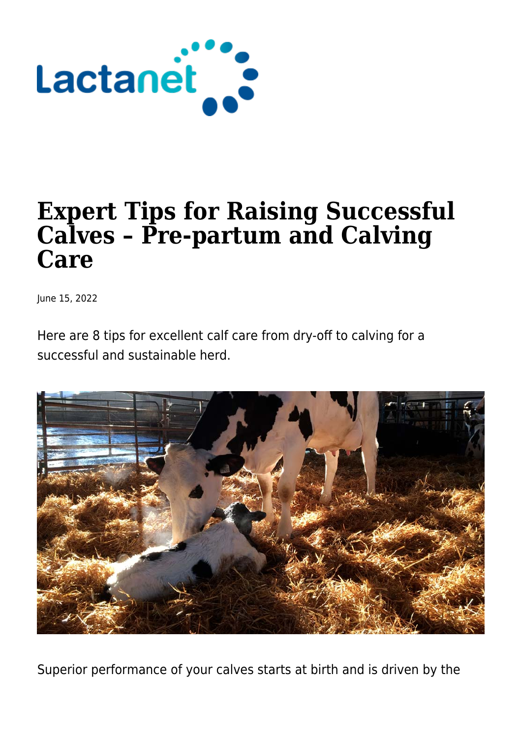Lactanet

# Expert Tips for Raising Successful Calves – Pre-partum and Calving Care

June 15, 2022

Here are 8 tips for excellent calf care from dry-off to calving for a successful and sustainable herd.

Superior performance of your calves starts at birth and is driven by the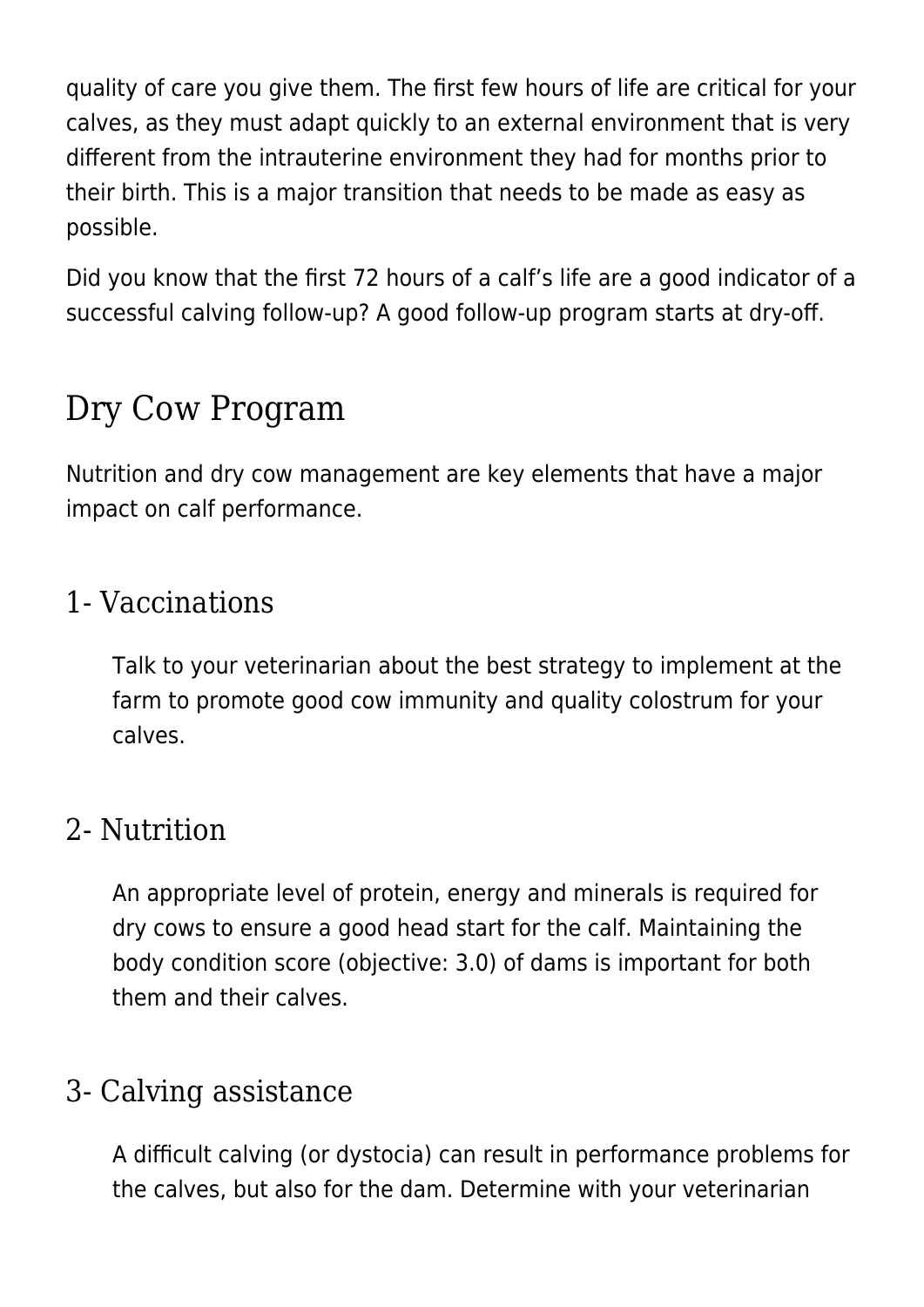quality of care you give them. The first few hours of life are critical for your calves, as they must adapt quickly to an external environment that is very different from the intrauterine environment they had for months prior to their birth. This is a major transition that needs to be made as easy as possible.

Did you know that the first 72 hours of a calf's life are a good indicator of a successful calving follow-up? A good follow-up program starts at dry-off.

## Dry Cow Program

Nutrition and dry cow management are key elements that have a major impact on calf performance.

### 1- Vaccinations

> Talk to your veterinarian about the best strategy to implement at the farm to promote good cow immunity and quality colostrum for your calves.

### 2- Nutrition

> An appropriate level of protein, energy and minerals is required for dry cows to ensure a good head start for the calf. Maintaining the body condition score (objective: 3.0) of dams is important for both them and their calves.

### 3- Calving assistance

> A difficult calving (or dystocia) can result in performance problems for the calves, but also for the dam. Determine with your veterinarian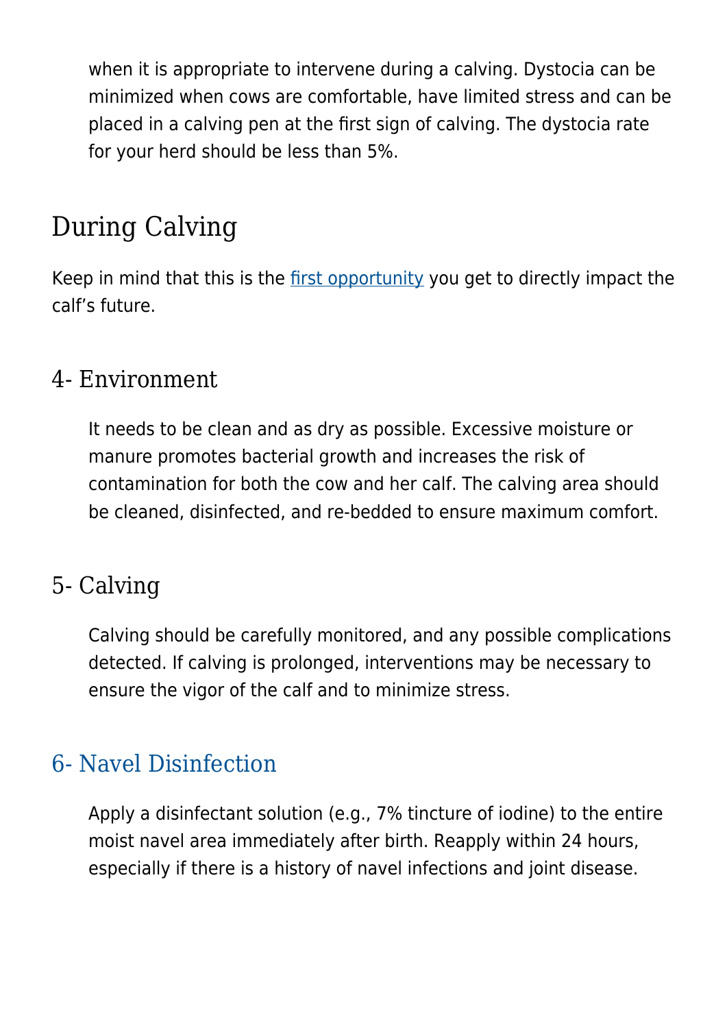when it is appropriate to intervene during a calving. Dystocia can be minimized when cows are comfortable, have limited stress and can be placed in a calving pen at the first sign of calving. The dystocia rate for your herd should be less than 5%.

## During Calving

Keep in mind that this is the [first opportunity]() you get to directly impact the calf's future.

### 4- Environment

It needs to be clean and as dry as possible. Excessive moisture or manure promotes bacterial growth and increases the risk of contamination for both the cow and her calf. The calving area should be cleaned, disinfected, and re-bedded to ensure maximum comfort.

### 5- Calving

Calving should be carefully monitored, and any possible complications detected. If calving is prolonged, interventions may be necessary to ensure the vigor of the calf and to minimize stress.

### 6- Navel Disinfection

Apply a disinfectant solution (e.g., 7% tincture of iodine) to the entire moist navel area immediately after birth. Reapply within 24 hours, especially if there is a history of navel infections and joint disease.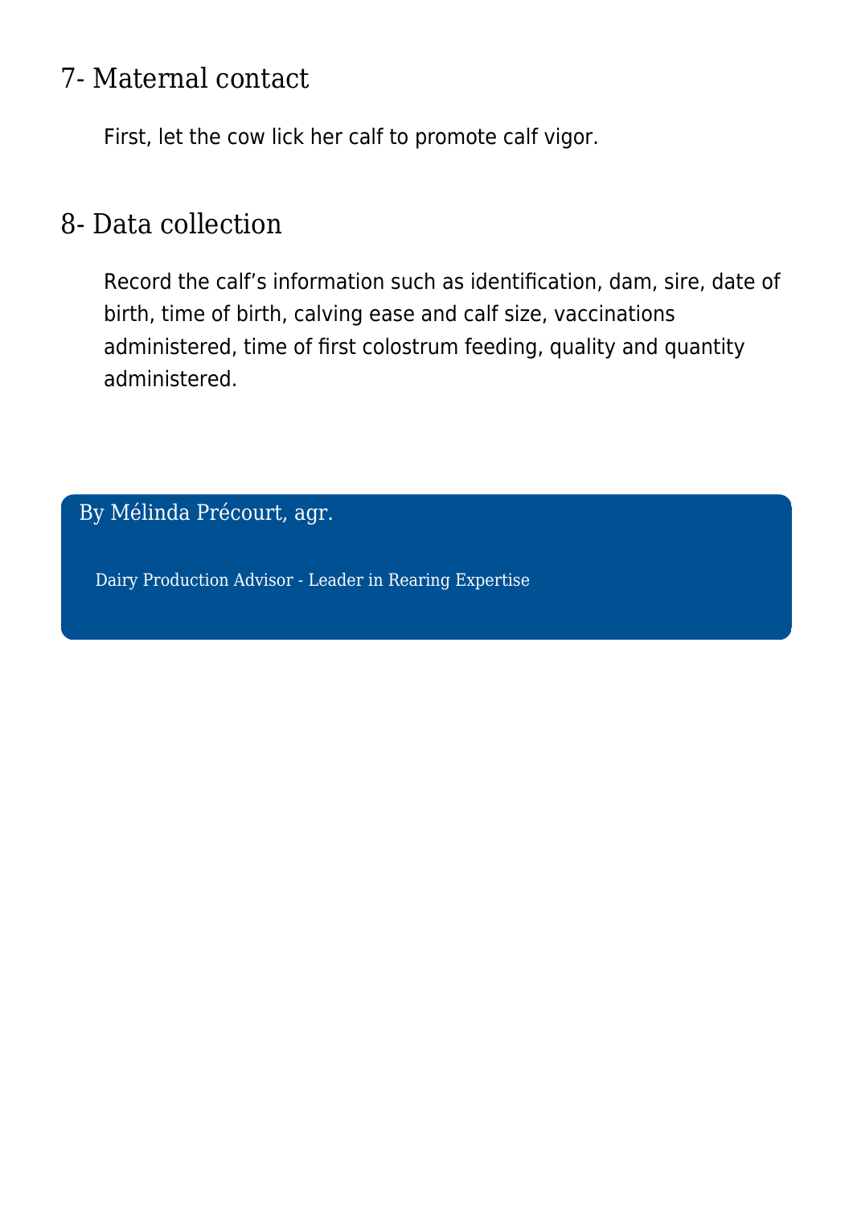## 7- Maternal contact

First, let the cow lick her calf to promote calf vigor.

## 8- Data collection

Record the calf's information such as identification, dam, sire, date of birth, time of birth, calving ease and calf size, vaccinations administered, time of first colostrum feeding, quality and quantity administered.

By Mélinda Précourt, agr.

Dairy Production Advisor - Leader in Rearing Expertise